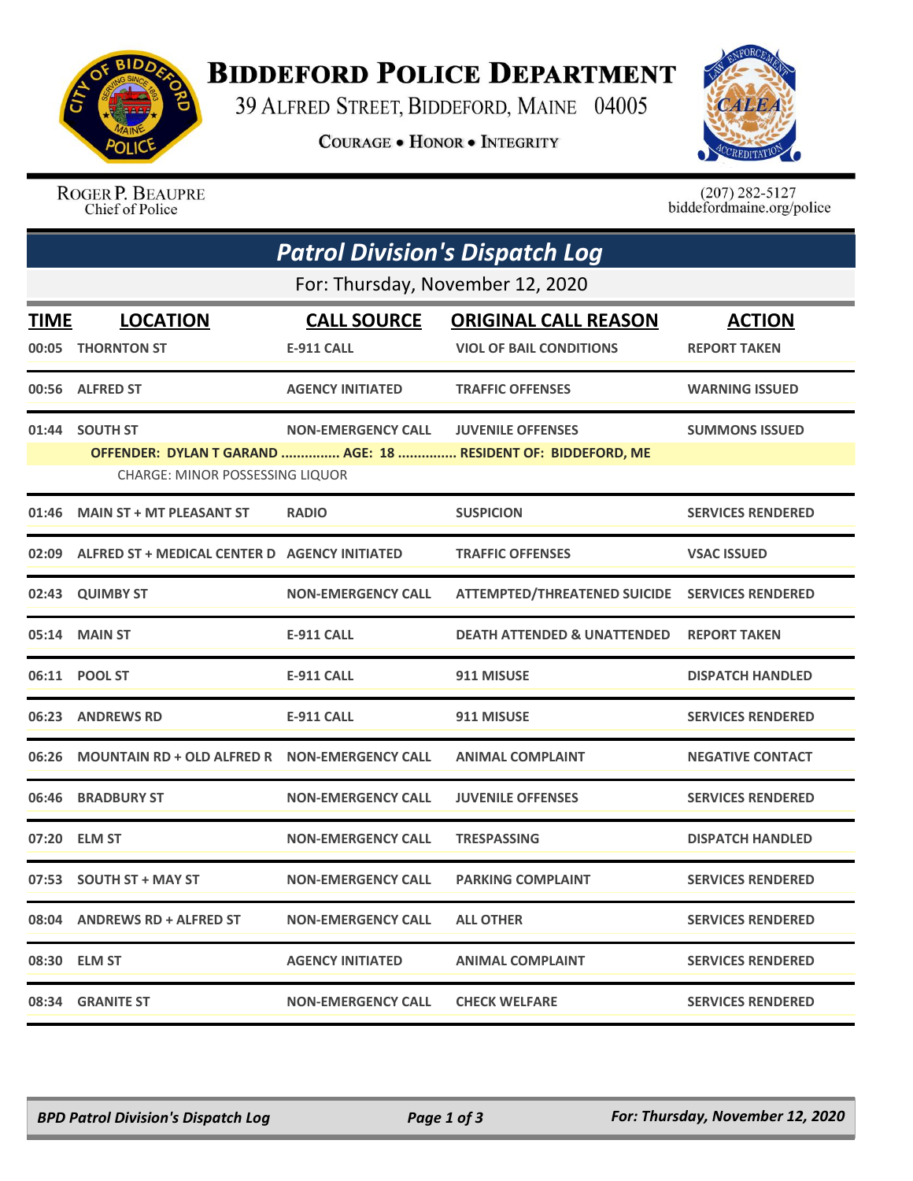# Biddeford Police Department

39 Alfred Street, Biddeford, Maine 04005

**Courage • Honor • Integrity**

Roger P. Beaupre
Chief of Police

(207) 282-5127
biddefordmaine.org/police

## Patrol Division's Dispatch Log

For: Thursday, November 12, 2020

| TIME | LOCATION | CALL SOURCE | ORIGINAL CALL REASON | ACTION |
|---|---|---|---|---|
| 00:05 | THORNTON ST | E-911 CALL | VIOL OF BAIL CONDITIONS | REPORT TAKEN |
| 00:56 | ALFRED ST | AGENCY INITIATED | TRAFFIC OFFENSES | WARNING ISSUED |
| 01:44 | SOUTH ST | NON-EMERGENCY CALL | JUVENILE OFFENSES | SUMMONS ISSUED |
| | OFFENDER: DYLAN T GARAND ............... AGE: 18 ............... RESIDENT OF: BIDDEFORD, ME | | | |
| | CHARGE: MINOR POSSESSING LIQUOR | | | |
| 01:46 | MAIN ST + MT PLEASANT ST | RADIO | SUSPICION | SERVICES RENDERED |
| 02:09 | ALFRED ST + MEDICAL CENTER D | AGENCY INITIATED | TRAFFIC OFFENSES | VSAC ISSUED |
| 02:43 | QUIMBY ST | NON-EMERGENCY CALL | ATTEMPTED/THREATENED SUICIDE | SERVICES RENDERED |
| 05:14 | MAIN ST | E-911 CALL | DEATH ATTENDED & UNATTENDED | REPORT TAKEN |
| 06:11 | POOL ST | E-911 CALL | 911 MISUSE | DISPATCH HANDLED |
| 06:23 | ANDREWS RD | E-911 CALL | 911 MISUSE | SERVICES RENDERED |
| 06:26 | MOUNTAIN RD + OLD ALFRED R | NON-EMERGENCY CALL | ANIMAL COMPLAINT | NEGATIVE CONTACT |
| 06:46 | BRADBURY ST | NON-EMERGENCY CALL | JUVENILE OFFENSES | SERVICES RENDERED |
| 07:20 | ELM ST | NON-EMERGENCY CALL | TRESPASSING | DISPATCH HANDLED |
| 07:53 | SOUTH ST + MAY ST | NON-EMERGENCY CALL | PARKING COMPLAINT | SERVICES RENDERED |
| 08:04 | ANDREWS RD + ALFRED ST | NON-EMERGENCY CALL | ALL OTHER | SERVICES RENDERED |
| 08:30 | ELM ST | AGENCY INITIATED | ANIMAL COMPLAINT | SERVICES RENDERED |
| 08:34 | GRANITE ST | NON-EMERGENCY CALL | CHECK WELFARE | SERVICES RENDERED |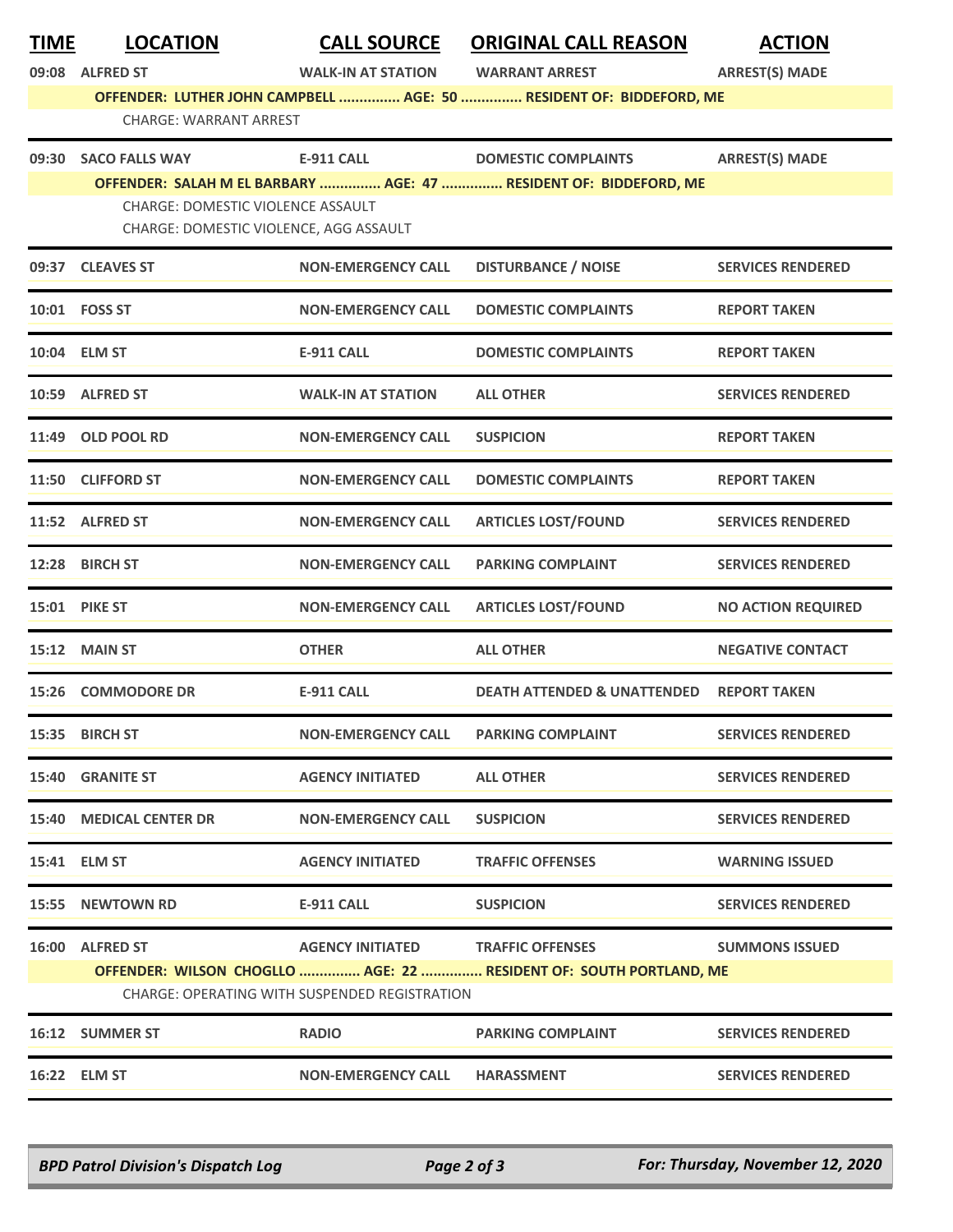| TIME | LOCATION | CALL SOURCE | ORIGINAL CALL REASON | ACTION |
|---|---|---|---|---|
| 09:08 | ALFRED ST | WALK-IN AT STATION | WARRANT ARREST | ARREST(S) MADE |
| | OFFENDER: LUTHER JOHN CAMPBELL ............... AGE: 50 ............... RESIDENT OF: BIDDEFORD, ME | | | |
| | CHARGE: WARRANT ARREST | | | |
| 09:30 | SACO FALLS WAY | E-911 CALL | DOMESTIC COMPLAINTS | ARREST(S) MADE |
| | OFFENDER: SALAH M EL BARBARY ............... AGE: 47 ............... RESIDENT OF: BIDDEFORD, ME | | | |
| | CHARGE: DOMESTIC VIOLENCE ASSAULT | | | |
| | CHARGE: DOMESTIC VIOLENCE, AGG ASSAULT | | | |
| 09:37 | CLEAVES ST | NON-EMERGENCY CALL | DISTURBANCE / NOISE | SERVICES RENDERED |
| 10:01 | FOSS ST | NON-EMERGENCY CALL | DOMESTIC COMPLAINTS | REPORT TAKEN |
| 10:04 | ELM ST | E-911 CALL | DOMESTIC COMPLAINTS | REPORT TAKEN |
| 10:59 | ALFRED ST | WALK-IN AT STATION | ALL OTHER | SERVICES RENDERED |
| 11:49 | OLD POOL RD | NON-EMERGENCY CALL | SUSPICION | REPORT TAKEN |
| 11:50 | CLIFFORD ST | NON-EMERGENCY CALL | DOMESTIC COMPLAINTS | REPORT TAKEN |
| 11:52 | ALFRED ST | NON-EMERGENCY CALL | ARTICLES LOST/FOUND | SERVICES RENDERED |
| 12:28 | BIRCH ST | NON-EMERGENCY CALL | PARKING COMPLAINT | SERVICES RENDERED |
| 15:01 | PIKE ST | NON-EMERGENCY CALL | ARTICLES LOST/FOUND | NO ACTION REQUIRED |
| 15:12 | MAIN ST | OTHER | ALL OTHER | NEGATIVE CONTACT |
| 15:26 | COMMODORE DR | E-911 CALL | DEATH ATTENDED & UNATTENDED | REPORT TAKEN |
| 15:35 | BIRCH ST | NON-EMERGENCY CALL | PARKING COMPLAINT | SERVICES RENDERED |
| 15:40 | GRANITE ST | AGENCY INITIATED | ALL OTHER | SERVICES RENDERED |
| 15:40 | MEDICAL CENTER DR | NON-EMERGENCY CALL | SUSPICION | SERVICES RENDERED |
| 15:41 | ELM ST | AGENCY INITIATED | TRAFFIC OFFENSES | WARNING ISSUED |
| 15:55 | NEWTOWN RD | E-911 CALL | SUSPICION | SERVICES RENDERED |
| 16:00 | ALFRED ST | AGENCY INITIATED | TRAFFIC OFFENSES | SUMMONS ISSUED |
| | OFFENDER: WILSON CHOGLLO ............... AGE: 22 ............... RESIDENT OF: SOUTH PORTLAND, ME | | | |
| | CHARGE: OPERATING WITH SUSPENDED REGISTRATION | | | |
| 16:12 | SUMMER ST | RADIO | PARKING COMPLAINT | SERVICES RENDERED |
| 16:22 | ELM ST | NON-EMERGENCY CALL | HARASSMENT | SERVICES RENDERED |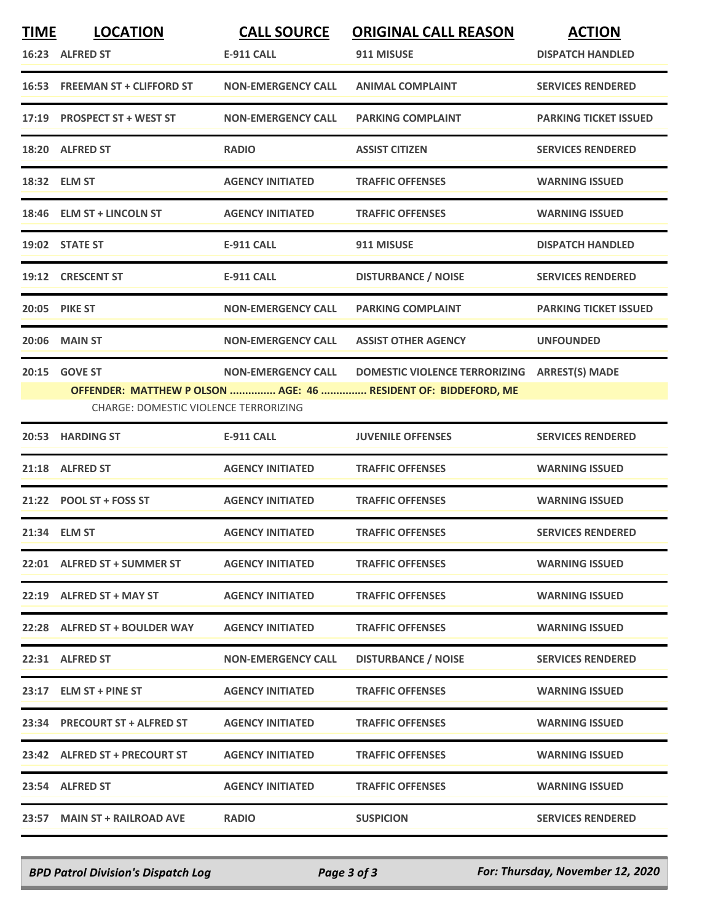| TIME | LOCATION | CALL SOURCE | ORIGINAL CALL REASON | ACTION |
|---|---|---|---|---|
| 16:23 | ALFRED ST | E-911 CALL | 911 MISUSE | DISPATCH HANDLED |
| 16:53 | FREEMAN ST + CLIFFORD ST | NON-EMERGENCY CALL | ANIMAL COMPLAINT | SERVICES RENDERED |
| 17:19 | PROSPECT ST + WEST ST | NON-EMERGENCY CALL | PARKING COMPLAINT | PARKING TICKET ISSUED |
| 18:20 | ALFRED ST | RADIO | ASSIST CITIZEN | SERVICES RENDERED |
| 18:32 | ELM ST | AGENCY INITIATED | TRAFFIC OFFENSES | WARNING ISSUED |
| 18:46 | ELM ST + LINCOLN ST | AGENCY INITIATED | TRAFFIC OFFENSES | WARNING ISSUED |
| 19:02 | STATE ST | E-911 CALL | 911 MISUSE | DISPATCH HANDLED |
| 19:12 | CRESCENT ST | E-911 CALL | DISTURBANCE / NOISE | SERVICES RENDERED |
| 20:05 | PIKE ST | NON-EMERGENCY CALL | PARKING COMPLAINT | PARKING TICKET ISSUED |
| 20:06 | MAIN ST | NON-EMERGENCY CALL | ASSIST OTHER AGENCY | UNFOUNDED |
| 20:15 | GOVE ST | NON-EMERGENCY CALL | DOMESTIC VIOLENCE TERRORIZING | ARREST(S) MADE |
| | OFFENDER: MATTHEW P OLSON ............... AGE: 46 ............... RESIDENT OF: BIDDEFORD, ME | | | |
| | CHARGE: DOMESTIC VIOLENCE TERRORIZING | | | |
| 20:53 | HARDING ST | E-911 CALL | JUVENILE OFFENSES | SERVICES RENDERED |
| 21:18 | ALFRED ST | AGENCY INITIATED | TRAFFIC OFFENSES | WARNING ISSUED |
| 21:22 | POOL ST + FOSS ST | AGENCY INITIATED | TRAFFIC OFFENSES | WARNING ISSUED |
| 21:34 | ELM ST | AGENCY INITIATED | TRAFFIC OFFENSES | SERVICES RENDERED |
| 22:01 | ALFRED ST + SUMMER ST | AGENCY INITIATED | TRAFFIC OFFENSES | WARNING ISSUED |
| 22:19 | ALFRED ST + MAY ST | AGENCY INITIATED | TRAFFIC OFFENSES | WARNING ISSUED |
| 22:28 | ALFRED ST + BOULDER WAY | AGENCY INITIATED | TRAFFIC OFFENSES | WARNING ISSUED |
| 22:31 | ALFRED ST | NON-EMERGENCY CALL | DISTURBANCE / NOISE | SERVICES RENDERED |
| 23:17 | ELM ST + PINE ST | AGENCY INITIATED | TRAFFIC OFFENSES | WARNING ISSUED |
| 23:34 | PRECOURT ST + ALFRED ST | AGENCY INITIATED | TRAFFIC OFFENSES | WARNING ISSUED |
| 23:42 | ALFRED ST + PRECOURT ST | AGENCY INITIATED | TRAFFIC OFFENSES | WARNING ISSUED |
| 23:54 | ALFRED ST | AGENCY INITIATED | TRAFFIC OFFENSES | WARNING ISSUED |
| 23:57 | MAIN ST + RAILROAD AVE | RADIO | SUSPICION | SERVICES RENDERED |

*BPD Patrol Division's Dispatch Log* — *For: Thursday, November 12, 2020*